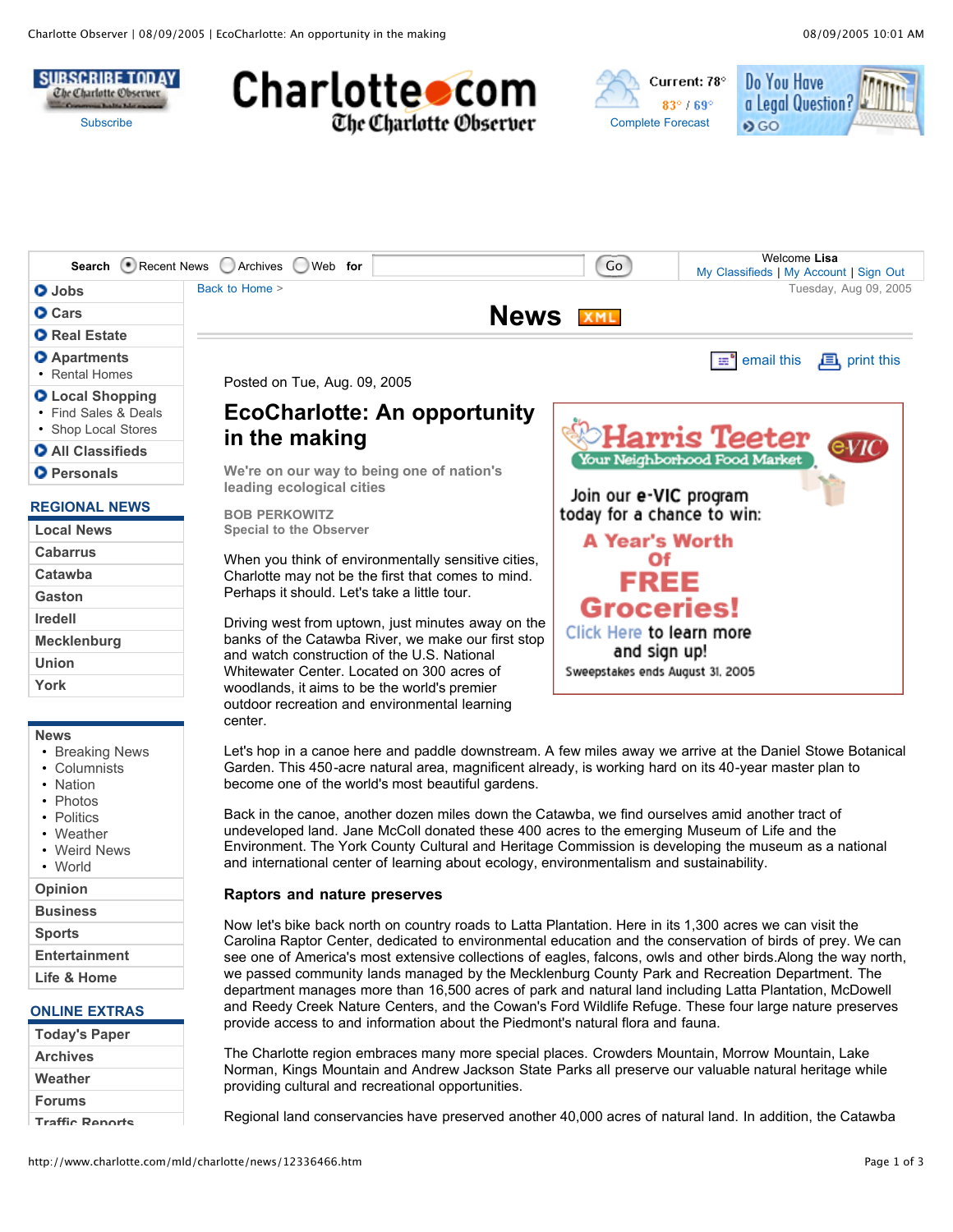Posted on Tue, Aug. 09, 2005

# EcoCharlotte: An opportunity in the making

**We're on our way to being one of nation's leading ecological cities**

**BOB PERKOWITZ**
**Special to the Observer**

When you think of environmentally sensitive cities, Charlotte may not be the first that comes to mind. Perhaps it should. Let's take a little tour.

Driving west from uptown, just minutes away on the banks of the Catawba River, we make our first stop and watch construction of the U.S. National Whitewater Center. Located on 300 acres of woodlands, it aims to be the world's premier outdoor recreation and environmental learning center.

Let's hop in a canoe here and paddle downstream. A few miles away we arrive at the Daniel Stowe Botanical Garden. This 450-acre natural area, magnificent already, is working hard on its 40-year master plan to become one of the world's most beautiful gardens.

Back in the canoe, another dozen miles down the Catawba, we find ourselves amid another tract of undeveloped land. Jane McColl donated these 400 acres to the emerging Museum of Life and the Environment. The York County Cultural and Heritage Commission is developing the museum as a national and international center of learning about ecology, environmentalism and sustainability.

## Raptors and nature preserves

Now let's bike back north on country roads to Latta Plantation. Here in its 1,300 acres we can visit the Carolina Raptor Center, dedicated to environmental education and the conservation of birds of prey. We can see one of America's most extensive collections of eagles, falcons, owls and other birds.Along the way north, we passed community lands managed by the Mecklenburg County Park and Recreation Department. The department manages more than 16,500 acres of park and natural land including Latta Plantation, McDowell and Reedy Creek Nature Centers, and the Cowan's Ford Wildlife Refuge. These four large nature preserves provide access to and information about the Piedmont's natural flora and fauna.

The Charlotte region embraces many more special places. Crowders Mountain, Morrow Mountain, Lake Norman, Kings Mountain and Andrew Jackson State Parks all preserve our valuable natural heritage while providing cultural and recreational opportunities.

Regional land conservancies have preserved another 40,000 acres of natural land. In addition, the Catawba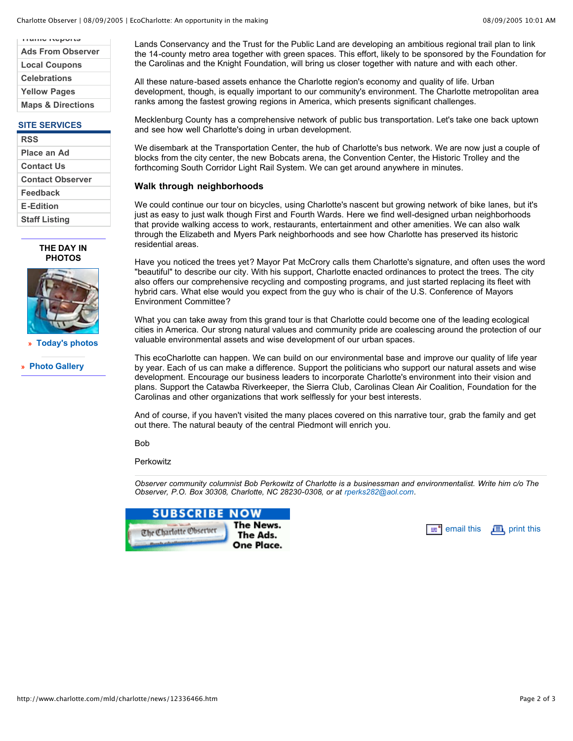Lands Conservancy and the Trust for the Public Land are developing an ambitious regional trail plan to link the 14-county metro area together with green spaces. This effort, likely to be sponsored by the Foundation for the Carolinas and the Knight Foundation, will bring us closer together with nature and with each other.

All these nature-based assets enhance the Charlotte region's economy and quality of life. Urban development, though, is equally important to our community's environment. The Charlotte metropolitan area ranks among the fastest growing regions in America, which presents significant challenges.

Mecklenburg County has a comprehensive network of public bus transportation. Let's take one back uptown and see how well Charlotte's doing in urban development.

We disembark at the Transportation Center, the hub of Charlotte's bus network. We are now just a couple of blocks from the city center, the new Bobcats arena, the Convention Center, the Historic Trolley and the forthcoming South Corridor Light Rail System. We can get around anywhere in minutes.

### Walk through neighborhoods

We could continue our tour on bicycles, using Charlotte's nascent but growing network of bike lanes, but it's just as easy to just walk though First and Fourth Wards. Here we find well-designed urban neighborhoods that provide walking access to work, restaurants, entertainment and other amenities. We can also walk through the Elizabeth and Myers Park neighborhoods and see how Charlotte has preserved its historic residential areas.

Have you noticed the trees yet? Mayor Pat McCrory calls them Charlotte's signature, and often uses the word "beautiful" to describe our city. With his support, Charlotte enacted ordinances to protect the trees. The city also offers our comprehensive recycling and composting programs, and just started replacing its fleet with hybrid cars. What else would you expect from the guy who is chair of the U.S. Conference of Mayors Environment Committee?

What you can take away from this grand tour is that Charlotte could become one of the leading ecological cities in America. Our strong natural values and community pride are coalescing around the protection of our valuable environmental assets and wise development of our urban spaces.

This ecoCharlotte can happen. We can build on our environmental base and improve our quality of life year by year. Each of us can make a difference. Support the politicians who support our natural assets and wise development. Encourage our business leaders to incorporate Charlotte's environment into their vision and plans. Support the Catawba Riverkeeper, the Sierra Club, Carolinas Clean Air Coalition, Foundation for the Carolinas and other organizations that work selflessly for your best interests.

And of course, if you haven't visited the many places covered on this narrative tour, grab the family and get out there. The natural beauty of the central Piedmont will enrich you.

Bob

Perkowitz

---

*Observer community columnist Bob Perkowitz of Charlotte is a businessman and environmentalist. Write him c/o The Observer, P.O. Box 30308, Charlotte, NC 28230-0308, or at rperks282@aol.com.*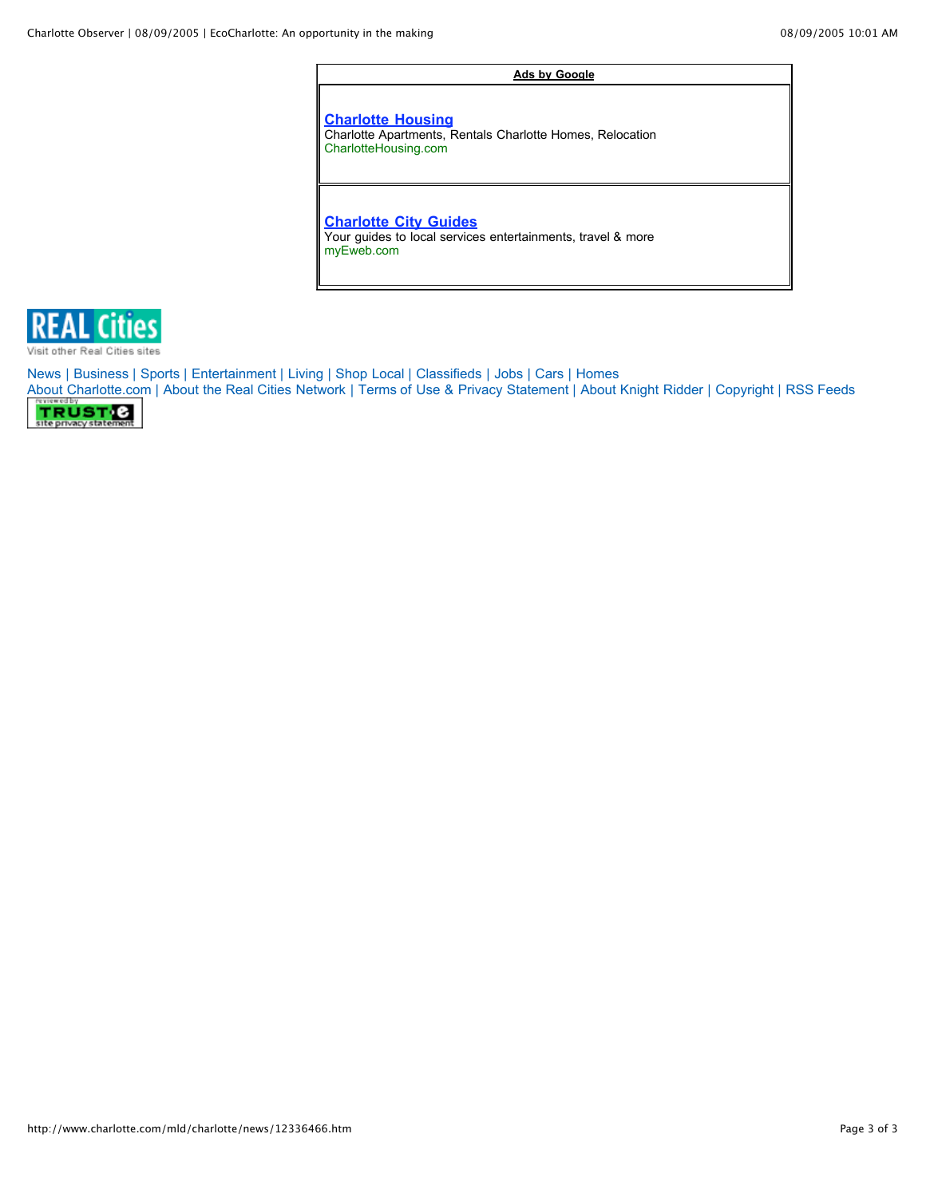**Ads by Google**

**Charlotte Housing**
Charlotte Apartments, Rentals Charlotte Homes, Relocation
CharlotteHousing.com

**Charlotte City Guides**
Your guides to local services entertainments, travel & more
myEweb.com

REAL Cities
Visit other Real Cities sites

News | Business | Sports | Entertainment | Living | Shop Local | Classifieds | Jobs | Cars | Homes
About Charlotte.com | About the Real Cities Network | Terms of Use & Privacy Statement | About Knight Ridder | Copyright | RSS Feeds

reviewed by TRUSTe site privacy statement